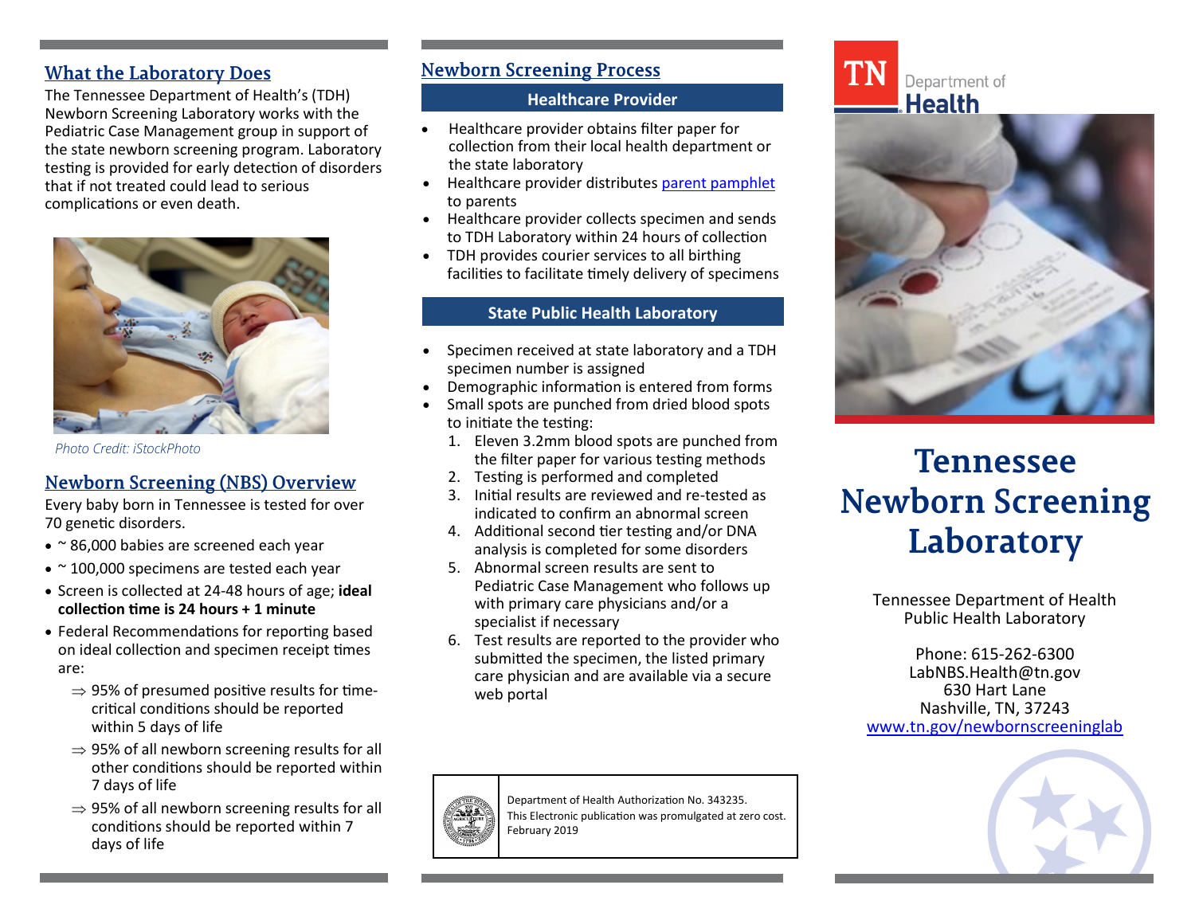## What the Laboratory Does

The Tennessee Department of Health's (TDH) Newborn Screening Laboratory works with the Pediatric Case Management group in support of the state newborn screening program. Laboratory testing is provided for early detection of disorders that if not treated could lead to serious complications or even death.

*Photo Credit: iStockPhoto*

## Newborn Screening (NBS) Overview

Every baby born in Tennessee is tested for over 70 genetic disorders.

- ~ 86,000 babies are screened each year
- ~ 100,000 specimens are tested each year
- Screen is collected at 24-48 hours of age; **ideal collection time is 24 hours + 1 minute**
- Federal Recommendations for reporting based on ideal collection and specimen receipt times are:
  - ⇒ 95% of presumed positive results for time-critical conditions should be reported within 5 days of life
  - ⇒ 95% of all newborn screening results for all other conditions should be reported within 7 days of life
  - ⇒ 95% of all newborn screening results for all conditions should be reported within 7 days of life

## Newborn Screening Process

### Healthcare Provider

- Healthcare provider obtains filter paper for collection from their local health department or the state laboratory
- Healthcare provider distributes parent pamphlet to parents
- Healthcare provider collects specimen and sends to TDH Laboratory within 24 hours of collection
- TDH provides courier services to all birthing facilities to facilitate timely delivery of specimens

### State Public Health Laboratory

- Specimen received at state laboratory and a TDH specimen number is assigned
- Demographic information is entered from forms
- Small spots are punched from dried blood spots to initiate the testing:
  1. Eleven 3.2mm blood spots are punched from the filter paper for various testing methods
  2. Testing is performed and completed
  3. Initial results are reviewed and re-tested as indicated to confirm an abnormal screen
  4. Additional second tier testing and/or DNA analysis is completed for some disorders
  5. Abnormal screen results are sent to Pediatric Case Management who follows up with primary care physicians and/or a specialist if necessary
  6. Test results are reported to the provider who submitted the specimen, the listed primary care physician and are available via a secure web portal

Department of Health Authorization No. 343235.
This Electronic publication was promulgated at zero cost.
February 2019

TN Department of Health

# Tennessee Newborn Screening Laboratory

Tennessee Department of Health
Public Health Laboratory

Phone: 615-262-6300
LabNBS.Health@tn.gov
630 Hart Lane
Nashville, TN, 37243
www.tn.gov/newbornscreeninglab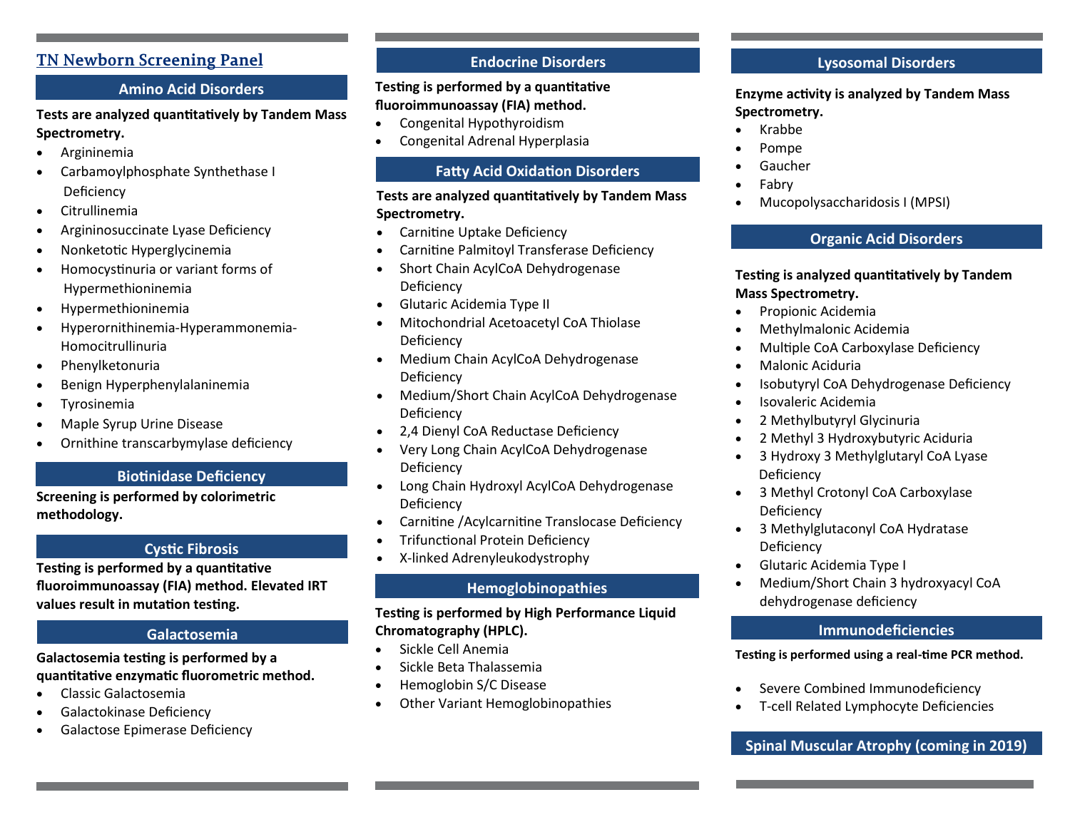# TN Newborn Screening Panel

## Amino Acid Disorders

**Tests are analyzed quantitatively by Tandem Mass Spectrometry.**

- Argininemia
- Carbamoylphosphate Synthethase I Deficiency
- Citrullinemia
- Argininosuccinate Lyase Deficiency
- Nonketotic Hyperglycinemia
- Homocystinuria or variant forms of Hypermethioninemia
- Hypermethioninemia
- Hyperornithinemia-Hyperammonemia-Homocitrullinuria
- Phenylketonuria
- Benign Hyperphenylalaninemia
- Tyrosinemia
- Maple Syrup Urine Disease
- Ornithine transcarbymylase deficiency

## Biotinidase Deficiency

**Screening is performed by colorimetric methodology.**

## Cystic Fibrosis

**Testing is performed by a quantitative fluoroimmunoassay (FIA) method. Elevated IRT values result in mutation testing.**

## Galactosemia

**Galactosemia testing is performed by a quantitative enzymatic fluorometric method.**

- Classic Galactosemia
- Galactokinase Deficiency
- Galactose Epimerase Deficiency

## Endocrine Disorders

**Testing is performed by a quantitative fluoroimmunoassay (FIA) method.**

- Congenital Hypothyroidism
- Congenital Adrenal Hyperplasia

## Fatty Acid Oxidation Disorders

**Tests are analyzed quantitatively by Tandem Mass Spectrometry.**

- Carnitine Uptake Deficiency
- Carnitine Palmitoyl Transferase Deficiency
- Short Chain AcylCoA Dehydrogenase Deficiency
- Glutaric Acidemia Type II
- Mitochondrial Acetoacetyl CoA Thiolase Deficiency
- Medium Chain AcylCoA Dehydrogenase Deficiency
- Medium/Short Chain AcylCoA Dehydrogenase Deficiency
- 2,4 Dienyl CoA Reductase Deficiency
- Very Long Chain AcylCoA Dehydrogenase Deficiency
- Long Chain Hydroxyl AcylCoA Dehydrogenase Deficiency
- Carnitine /Acylcarnitine Translocase Deficiency
- Trifunctional Protein Deficiency
- X-linked Adrenyleukodystrophy

## Hemoglobinopathies

**Testing is performed by High Performance Liquid Chromatography (HPLC).**

- Sickle Cell Anemia
- Sickle Beta Thalassemia
- Hemoglobin S/C Disease
- Other Variant Hemoglobinopathies

## Lysosomal Disorders

**Enzyme activity is analyzed by Tandem Mass Spectrometry.**

- Krabbe
- Pompe
- Gaucher
- Fabry
- Mucopolysaccharidosis I (MPSI)

## Organic Acid Disorders

**Testing is analyzed quantitatively by Tandem Mass Spectrometry.**

- Propionic Acidemia
- Methylmalonic Acidemia
- Multiple CoA Carboxylase Deficiency
- Malonic Aciduria
- Isobutyryl CoA Dehydrogenase Deficiency
- Isovaleric Acidemia
- 2 Methylbutyryl Glycinuria
- 2 Methyl 3 Hydroxybutyric Aciduria
- 3 Hydroxy 3 Methylglutaryl CoA Lyase Deficiency
- 3 Methyl Crotonyl CoA Carboxylase Deficiency
- 3 Methylglutaconyl CoA Hydratase Deficiency
- Glutaric Acidemia Type I
- Medium/Short Chain 3 hydroxyacyl CoA dehydrogenase deficiency

## Immunodeficiencies

**Testing is performed using a real-time PCR method.**

- Severe Combined Immunodeficiency
- T-cell Related Lymphocyte Deficiencies

## Spinal Muscular Atrophy (coming in 2019)